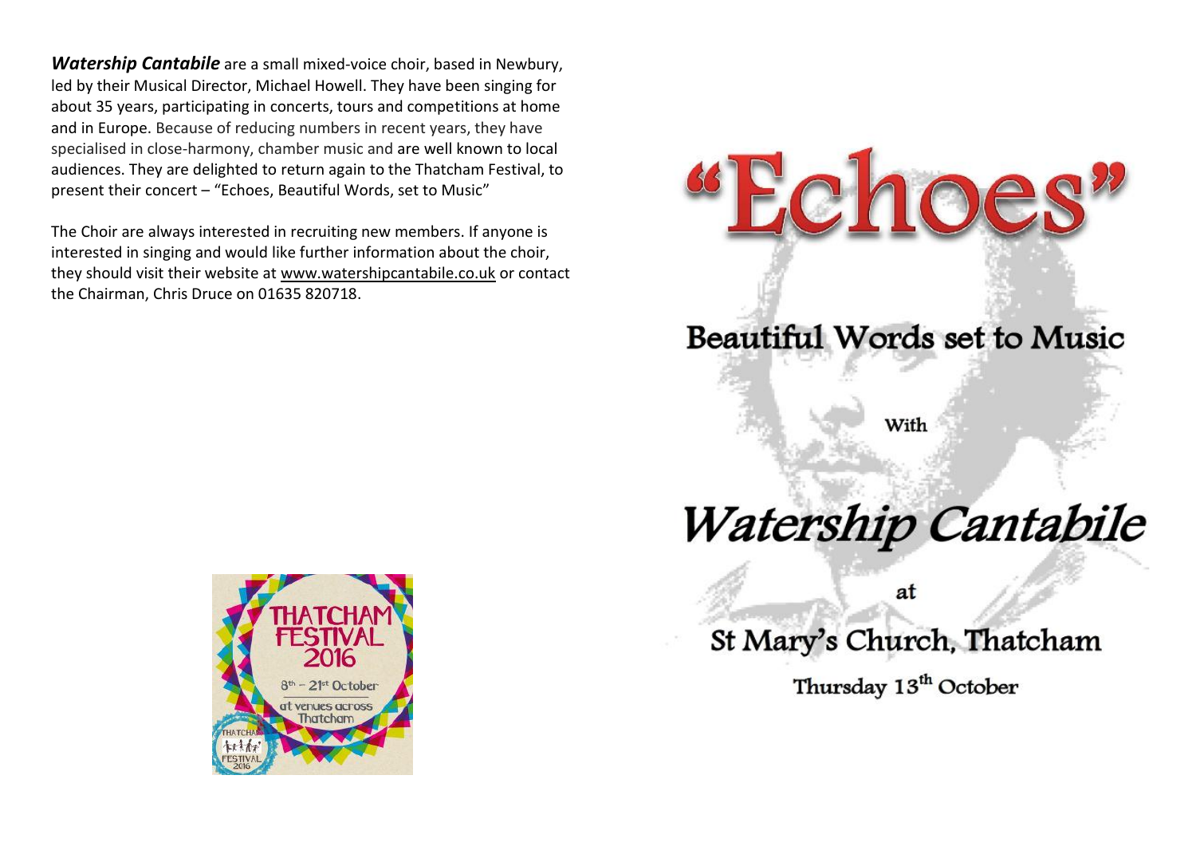***Watership Cantabile*** are a small mixed-voice choir, based in Newbury, led by their Musical Director, Michael Howell. They have been singing for about 35 years, participating in concerts, tours and competitions at home and in Europe. Because of reducing numbers in recent years, they have specialised in close-harmony, chamber music and are well known to local audiences. They are delighted to return again to the Thatcham Festival, to present their concert – "Echoes, Beautiful Words, set to Music"

The Choir are always interested in recruiting new members. If anyone is interested in singing and would like further information about the choir, they should visit their website at www.watershipcantabile.co.uk or contact the Chairman, Chris Druce on 01635 820718.

THATCHAM FESTIVAL 2016

8th – 21st October

at venues across Thatcham

# "Echoes"

## Beautiful Words set to Music

With

## *Watership Cantabile*

at

## St Mary's Church, Thatcham

Thursday 13th October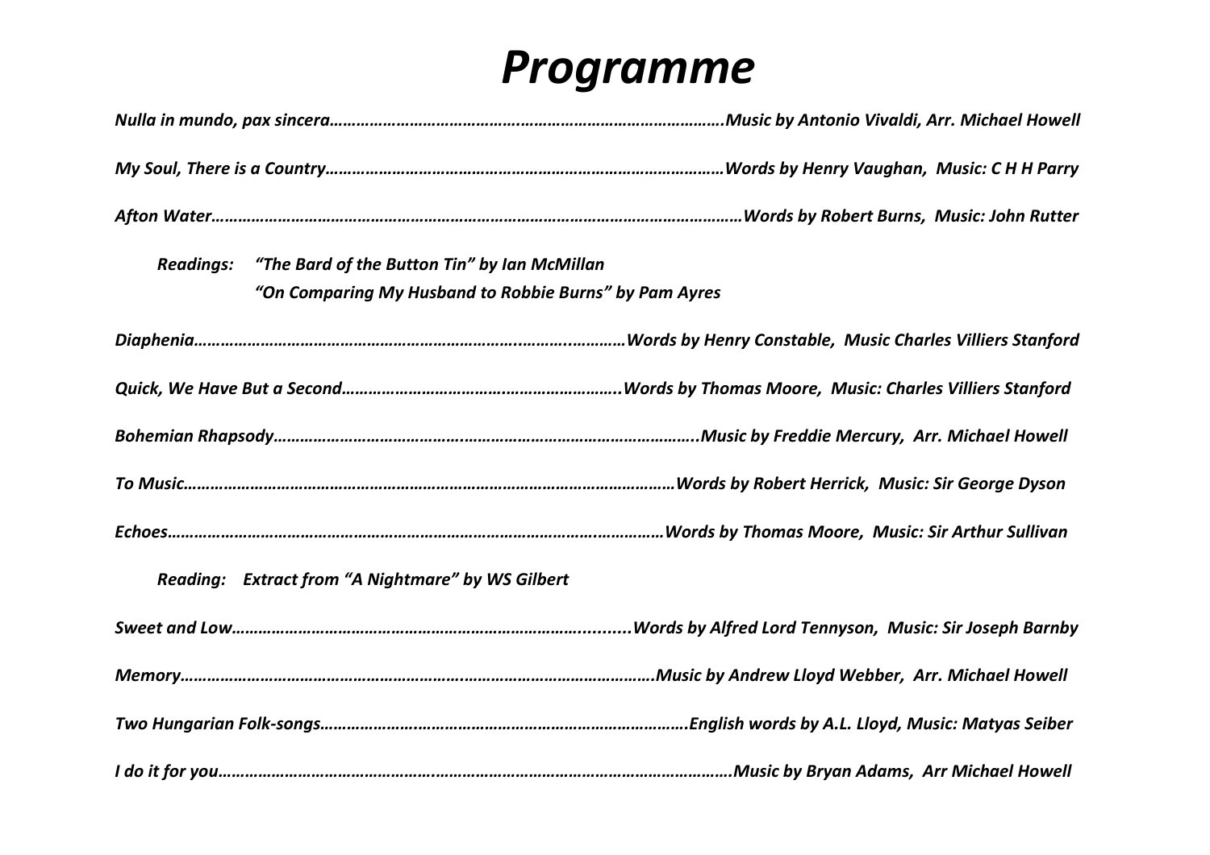# *Programme*

***Nulla in mundo, pax sincera……………………………………………………………………………….Music by Antonio Vivaldi, Arr. Michael Howell***

***My Soul, There is a Country………………………………………………………………………………Words by Henry Vaughan,  Music: C H H Parry***

***Afton Water……………………………………………………………………………………………………………Words by Robert Burns,  Music: John Rutter***

***Readings:   "The Bard of the Button Tin" by Ian McMillan***
***"On Comparing My Husband to Robbie Burns" by Pam Ayres***

***Diaphenia………………………………………………………………………………………………Words by Henry Constable,  Music Charles Villiers Stanford***

***Quick, We Have But a Second……………………………………………………..Words by Thomas Moore,  Music: Charles Villiers Stanford***

***Bohemian Rhapsody…………………………………………………………………………………..Music by Freddie Mercury,  Arr. Michael Howell***

***To Music…………………………………………………………………………………………………Words by Robert Herrick,  Music: Sir George Dyson***

***Echoes……………………………………………………………………………………………………Words by Thomas Moore,  Music: Sir Arthur Sullivan***

***Reading:   Extract from "A Nightmare" by WS Gilbert***

***Sweet and Low……………………………………………………………………….........Words by Alfred Lord Tennyson,  Music: Sir Joseph Barnby***

***Memory………………………………………………………………………………………………….Music by Andrew Lloyd Webber,  Arr. Michael Howell***

***Two Hungarian Folk-songs………………………………………………………………………….English words by A.L. Lloyd, Music: Matyas Seiber***

***I do it for you……………………………………………………………………………………………………….Music by Bryan Adams,  Arr Michael Howell***